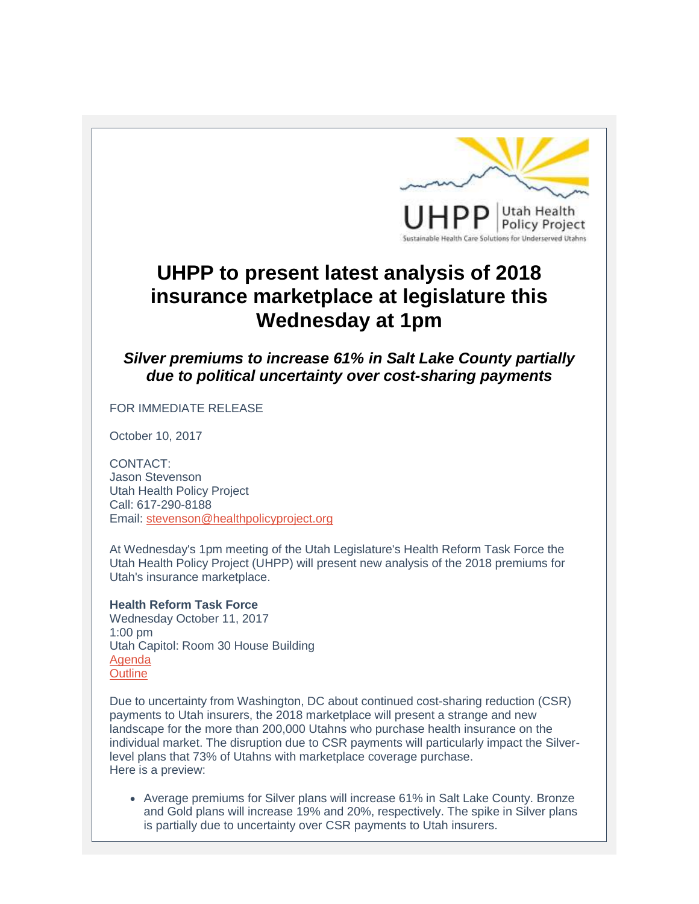UHPP | Utah Health Policy Project

Sustainable Health Care Solutions for Underserved Utahns

# UHPP to present latest analysis of 2018 insurance marketplace at legislature this Wednesday at 1pm

### *Silver premiums to increase 61% in Salt Lake County partially due to political uncertainty over cost-sharing payments*

FOR IMMEDIATE RELEASE

October 10, 2017

CONTACT:
Jason Stevenson
Utah Health Policy Project
Call: 617-290-8188
Email: stevenson@healthpolicyproject.org

At Wednesday's 1pm meeting of the Utah Legislature's Health Reform Task Force the Utah Health Policy Project (UHPP) will present new analysis of the 2018 premiums for Utah's insurance marketplace.

**Health Reform Task Force**
Wednesday October 11, 2017
1:00 pm
Utah Capitol: Room 30 House Building
Agenda
Outline

Due to uncertainty from Washington, DC about continued cost-sharing reduction (CSR) payments to Utah insurers, the 2018 marketplace will present a strange and new landscape for the more than 200,000 Utahns who purchase health insurance on the individual market. The disruption due to CSR payments will particularly impact the Silver-level plans that 73% of Utahns with marketplace coverage purchase.
Here is a preview:

- Average premiums for Silver plans will increase 61% in Salt Lake County. Bronze and Gold plans will increase 19% and 20%, respectively. The spike in Silver plans is partially due to uncertainty over CSR payments to Utah insurers.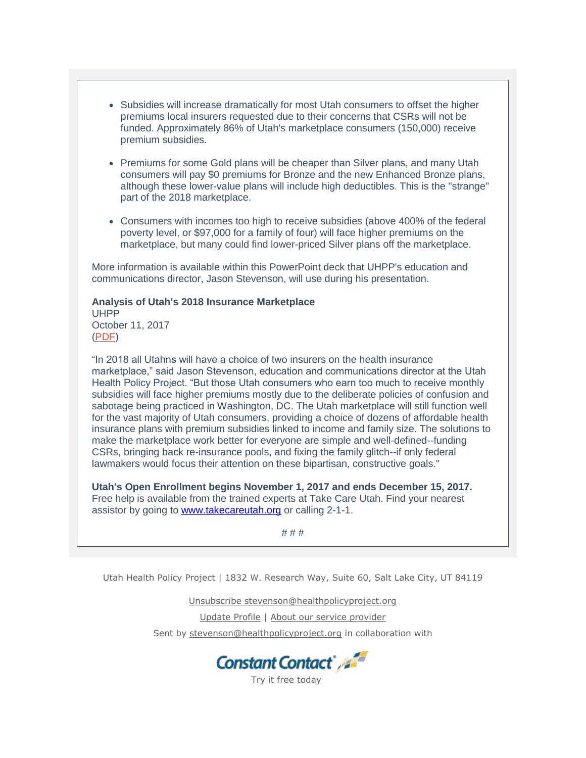- Subsidies will increase dramatically for most Utah consumers to offset the higher premiums local insurers requested due to their concerns that CSRs will not be funded. Approximately 86% of Utah's marketplace consumers (150,000) receive premium subsidies.

- Premiums for some Gold plans will be cheaper than Silver plans, and many Utah consumers will pay $0 premiums for Bronze and the new Enhanced Bronze plans, although these lower-value plans will include high deductibles. This is the "strange" part of the 2018 marketplace.

- Consumers with incomes too high to receive subsidies (above 400% of the federal poverty level, or $97,000 for a family of four) will face higher premiums on the marketplace, but many could find lower-priced Silver plans off the marketplace.

More information is available within this PowerPoint deck that UHPP's education and communications director, Jason Stevenson, will use during his presentation.

**Analysis of Utah's 2018 Insurance Marketplace**
UHPP
October 11, 2017
(PDF)

"In 2018 all Utahns will have a choice of two insurers on the health insurance marketplace," said Jason Stevenson, education and communications director at the Utah Health Policy Project. "But those Utah consumers who earn too much to receive monthly subsidies will face higher premiums mostly due to the deliberate policies of confusion and sabotage being practiced in Washington, DC. The Utah marketplace will still function well for the vast majority of Utah consumers, providing a choice of dozens of affordable health insurance plans with premium subsidies linked to income and family size. The solutions to make the marketplace work better for everyone are simple and well-defined--funding CSRs, bringing back re-insurance pools, and fixing the family glitch--if only federal lawmakers would focus their attention on these bipartisan, constructive goals."

**Utah's Open Enrollment begins November 1, 2017 and ends December 15, 2017.** Free help is available from the trained experts at Take Care Utah. Find your nearest assistor by going to www.takecareutah.org or calling 2-1-1.

# # #

Utah Health Policy Project | 1832 W. Research Way, Suite 60, Salt Lake City, UT 84119

Unsubscribe stevenson@healthpolicyproject.org

Update Profile | About our service provider

Sent by stevenson@healthpolicyproject.org in collaboration with

Constant Contact

Try it free today